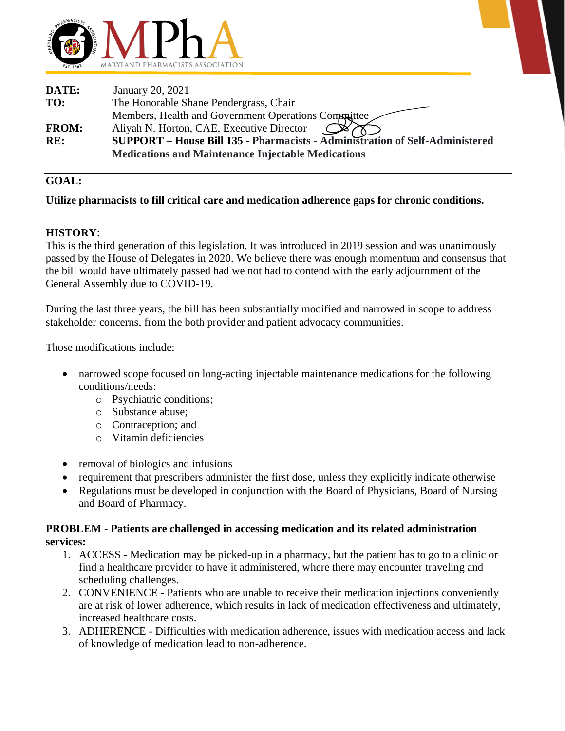MPhA

MARYLAND PHARMACISTS ASSOCIATION

**DATE:** January 20, 2021

**TO:** The Honorable Shane Pendergrass, Chair
Members, Health and Government Operations Committee

**FROM:** Aliyah N. Horton, CAE, Executive Director

**RE:** **SUPPORT – House Bill 135 - Pharmacists - Administration of Self-Administered Medications and Maintenance Injectable Medications**

## GOAL:

**Utilize pharmacists to fill critical care and medication adherence gaps for chronic conditions.**

## HISTORY:

This is the third generation of this legislation. It was introduced in 2019 session and was unanimously passed by the House of Delegates in 2020. We believe there was enough momentum and consensus that the bill would have ultimately passed had we not had to contend with the early adjournment of the General Assembly due to COVID-19.

During the last three years, the bill has been substantially modified and narrowed in scope to address stakeholder concerns, from the both provider and patient advocacy communities.

Those modifications include:

- narrowed scope focused on long-acting injectable maintenance medications for the following conditions/needs:
  - Psychiatric conditions;
  - Substance abuse;
  - Contraception; and
  - Vitamin deficiencies
- removal of biologics and infusions
- requirement that prescribers administer the first dose, unless they explicitly indicate otherwise
- Regulations must be developed in <u>conjunction</u> with the Board of Physicians, Board of Nursing and Board of Pharmacy.

## PROBLEM - Patients are challenged in accessing medication and its related administration services:

1. ACCESS - Medication may be picked-up in a pharmacy, but the patient has to go to a clinic or find a healthcare provider to have it administered, where there may encounter traveling and scheduling challenges.
2. CONVENIENCE - Patients who are unable to receive their medication injections conveniently are at risk of lower adherence, which results in lack of medication effectiveness and ultimately, increased healthcare costs.
3. ADHERENCE - Difficulties with medication adherence, issues with medication access and lack of knowledge of medication lead to non-adherence.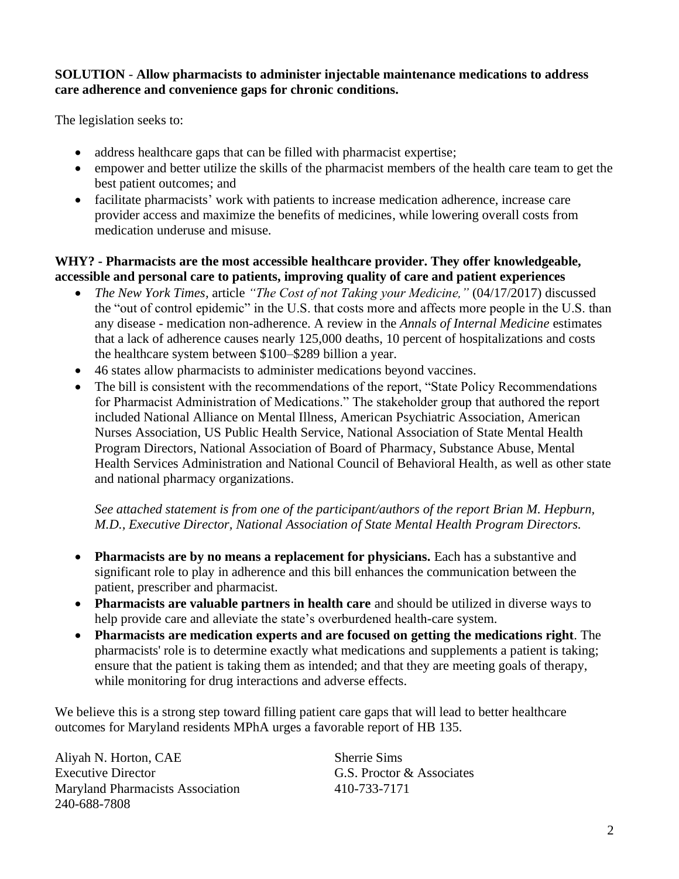**SOLUTION - Allow pharmacists to administer injectable maintenance medications to address care adherence and convenience gaps for chronic conditions.**

The legislation seeks to:

- address healthcare gaps that can be filled with pharmacist expertise;
- empower and better utilize the skills of the pharmacist members of the health care team to get the best patient outcomes; and
- facilitate pharmacists' work with patients to increase medication adherence, increase care provider access and maximize the benefits of medicines, while lowering overall costs from medication underuse and misuse.

**WHY? - Pharmacists are the most accessible healthcare provider. They offer knowledgeable, accessible and personal care to patients, improving quality of care and patient experiences**

- *The New York Times*, article *"The Cost of not Taking your Medicine,"* (04/17/2017) discussed the "out of control epidemic" in the U.S. that costs more and affects more people in the U.S. than any disease - medication non-adherence. A review in the *Annals of Internal Medicine* estimates that a lack of adherence causes nearly 125,000 deaths, 10 percent of hospitalizations and costs the healthcare system between $100–$289 billion a year.
- 46 states allow pharmacists to administer medications beyond vaccines.
- The bill is consistent with the recommendations of the report, "State Policy Recommendations for Pharmacist Administration of Medications." The stakeholder group that authored the report included National Alliance on Mental Illness, American Psychiatric Association, American Nurses Association, US Public Health Service, National Association of State Mental Health Program Directors, National Association of Board of Pharmacy, Substance Abuse, Mental Health Services Administration and National Council of Behavioral Health, as well as other state and national pharmacy organizations.

  *See attached statement is from one of the participant/authors of the report Brian M. Hepburn, M.D., Executive Director, National Association of State Mental Health Program Directors.*

- **Pharmacists are by no means a replacement for physicians.** Each has a substantive and significant role to play in adherence and this bill enhances the communication between the patient, prescriber and pharmacist.
- **Pharmacists are valuable partners in health care** and should be utilized in diverse ways to help provide care and alleviate the state's overburdened health-care system.
- **Pharmacists are medication experts and are focused on getting the medications right**. The pharmacists' role is to determine exactly what medications and supplements a patient is taking; ensure that the patient is taking them as intended; and that they are meeting goals of therapy, while monitoring for drug interactions and adverse effects.

We believe this is a strong step toward filling patient care gaps that will lead to better healthcare outcomes for Maryland residents MPhA urges a favorable report of HB 135.

Aliyah N. Horton, CAE
Executive Director
Maryland Pharmacists Association
240-688-7808

Sherrie Sims
G.S. Proctor & Associates
410-733-7171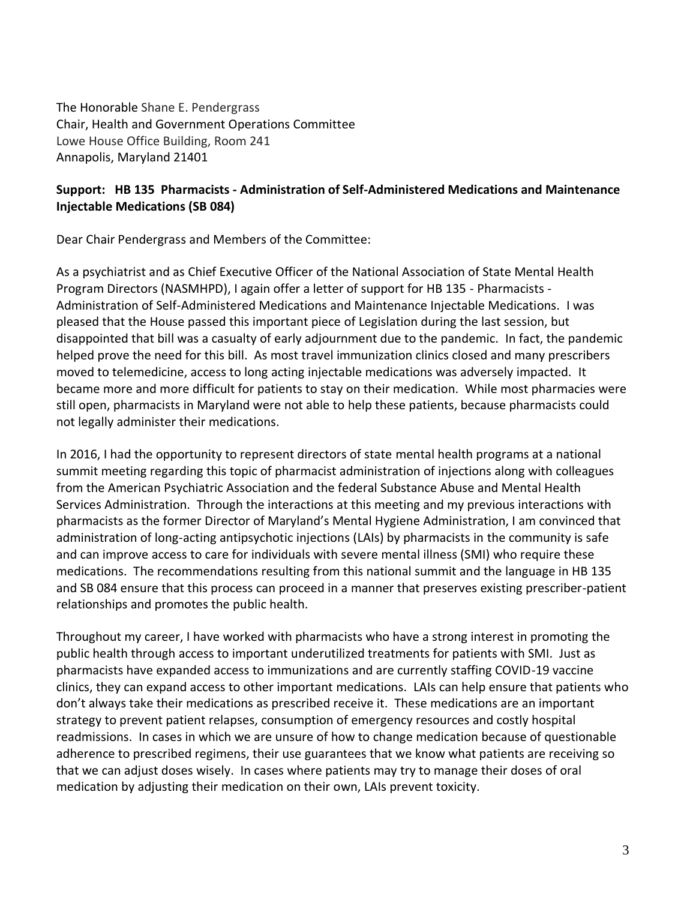The Honorable Shane E. Pendergrass
Chair, Health and Government Operations Committee
Lowe House Office Building, Room 241
Annapolis, Maryland 21401

**Support: HB 135 Pharmacists - Administration of Self-Administered Medications and Maintenance Injectable Medications (SB 084)**

Dear Chair Pendergrass and Members of the Committee:

As a psychiatrist and as Chief Executive Officer of the National Association of State Mental Health Program Directors (NASMHPD), I again offer a letter of support for HB 135 - Pharmacists - Administration of Self-Administered Medications and Maintenance Injectable Medications. I was pleased that the House passed this important piece of Legislation during the last session, but disappointed that bill was a casualty of early adjournment due to the pandemic. In fact, the pandemic helped prove the need for this bill. As most travel immunization clinics closed and many prescribers moved to telemedicine, access to long acting injectable medications was adversely impacted. It became more and more difficult for patients to stay on their medication. While most pharmacies were still open, pharmacists in Maryland were not able to help these patients, because pharmacists could not legally administer their medications.

In 2016, I had the opportunity to represent directors of state mental health programs at a national summit meeting regarding this topic of pharmacist administration of injections along with colleagues from the American Psychiatric Association and the federal Substance Abuse and Mental Health Services Administration. Through the interactions at this meeting and my previous interactions with pharmacists as the former Director of Maryland's Mental Hygiene Administration, I am convinced that administration of long-acting antipsychotic injections (LAIs) by pharmacists in the community is safe and can improve access to care for individuals with severe mental illness (SMI) who require these medications. The recommendations resulting from this national summit and the language in HB 135 and SB 084 ensure that this process can proceed in a manner that preserves existing prescriber-patient relationships and promotes the public health.

Throughout my career, I have worked with pharmacists who have a strong interest in promoting the public health through access to important underutilized treatments for patients with SMI. Just as pharmacists have expanded access to immunizations and are currently staffing COVID-19 vaccine clinics, they can expand access to other important medications. LAIs can help ensure that patients who don't always take their medications as prescribed receive it. These medications are an important strategy to prevent patient relapses, consumption of emergency resources and costly hospital readmissions. In cases in which we are unsure of how to change medication because of questionable adherence to prescribed regimens, their use guarantees that we know what patients are receiving so that we can adjust doses wisely. In cases where patients may try to manage their doses of oral medication by adjusting their medication on their own, LAIs prevent toxicity.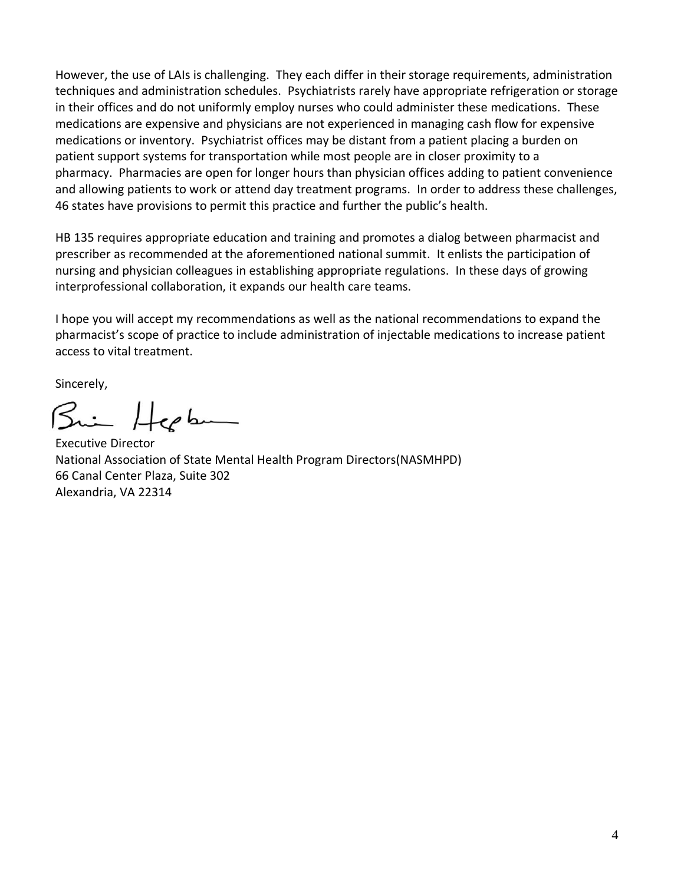However, the use of LAIs is challenging. They each differ in their storage requirements, administration techniques and administration schedules. Psychiatrists rarely have appropriate refrigeration or storage in their offices and do not uniformly employ nurses who could administer these medications. These medications are expensive and physicians are not experienced in managing cash flow for expensive medications or inventory. Psychiatrist offices may be distant from a patient placing a burden on patient support systems for transportation while most people are in closer proximity to a pharmacy. Pharmacies are open for longer hours than physician offices adding to patient convenience and allowing patients to work or attend day treatment programs. In order to address these challenges, 46 states have provisions to permit this practice and further the public's health.

HB 135 requires appropriate education and training and promotes a dialog between pharmacist and prescriber as recommended at the aforementioned national summit. It enlists the participation of nursing and physician colleagues in establishing appropriate regulations. In these days of growing interprofessional collaboration, it expands our health care teams.

I hope you will accept my recommendations as well as the national recommendations to expand the pharmacist's scope of practice to include administration of injectable medications to increase patient access to vital treatment.

Sincerely,

Executive Director
National Association of State Mental Health Program Directors(NASMHPD)
66 Canal Center Plaza, Suite 302
Alexandria, VA 22314